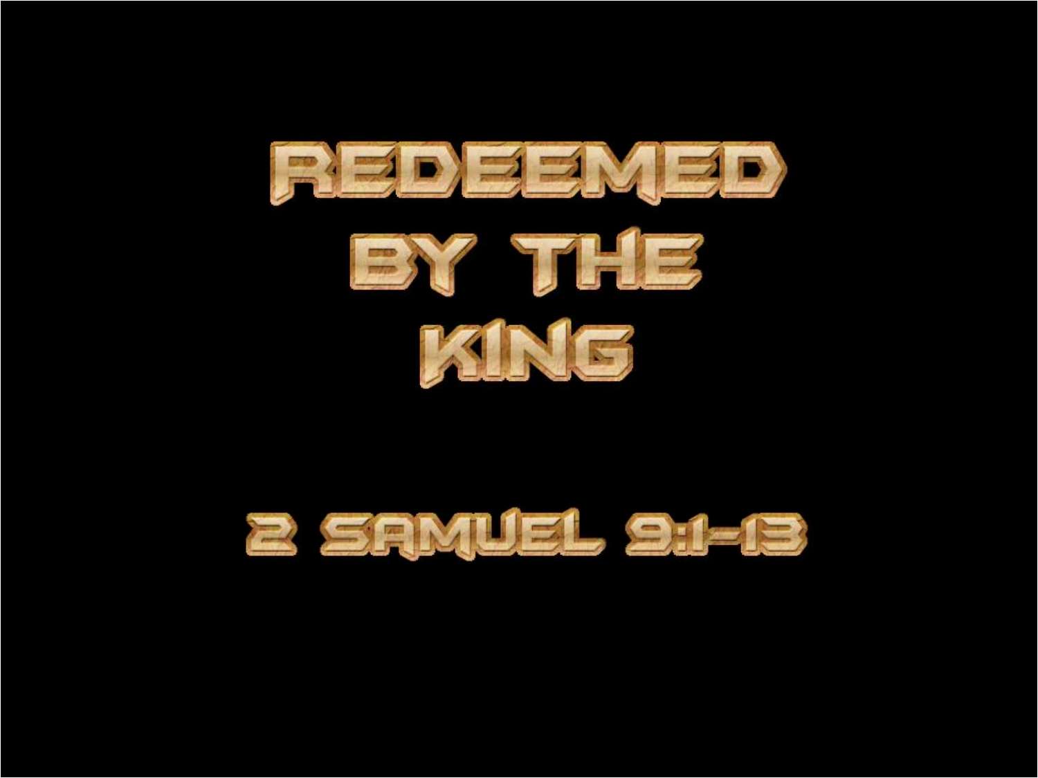# REDEEMED BY THE KING

## 2 SAMUEL 9:1-13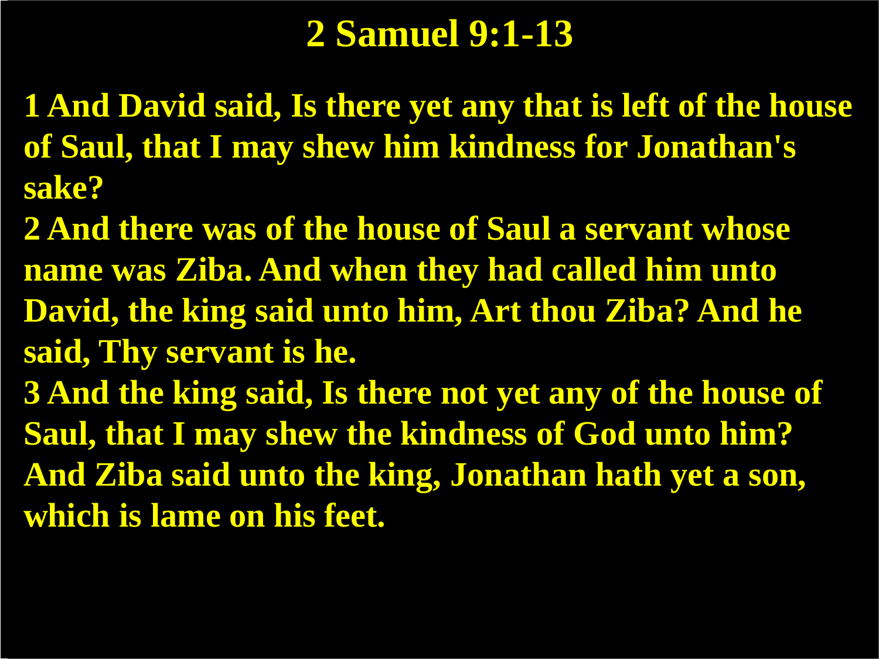# 2 Samuel 9:1-13

**1 And David said, Is there yet any that is left of the house of Saul, that I may shew him kindness for Jonathan's sake?**

**2 And there was of the house of Saul a servant whose name was Ziba. And when they had called him unto David, the king said unto him, Art thou Ziba? And he said, Thy servant is he.**

**3 And the king said, Is there not yet any of the house of Saul, that I may shew the kindness of God unto him? And Ziba said unto the king, Jonathan hath yet a son, which is lame on his feet.**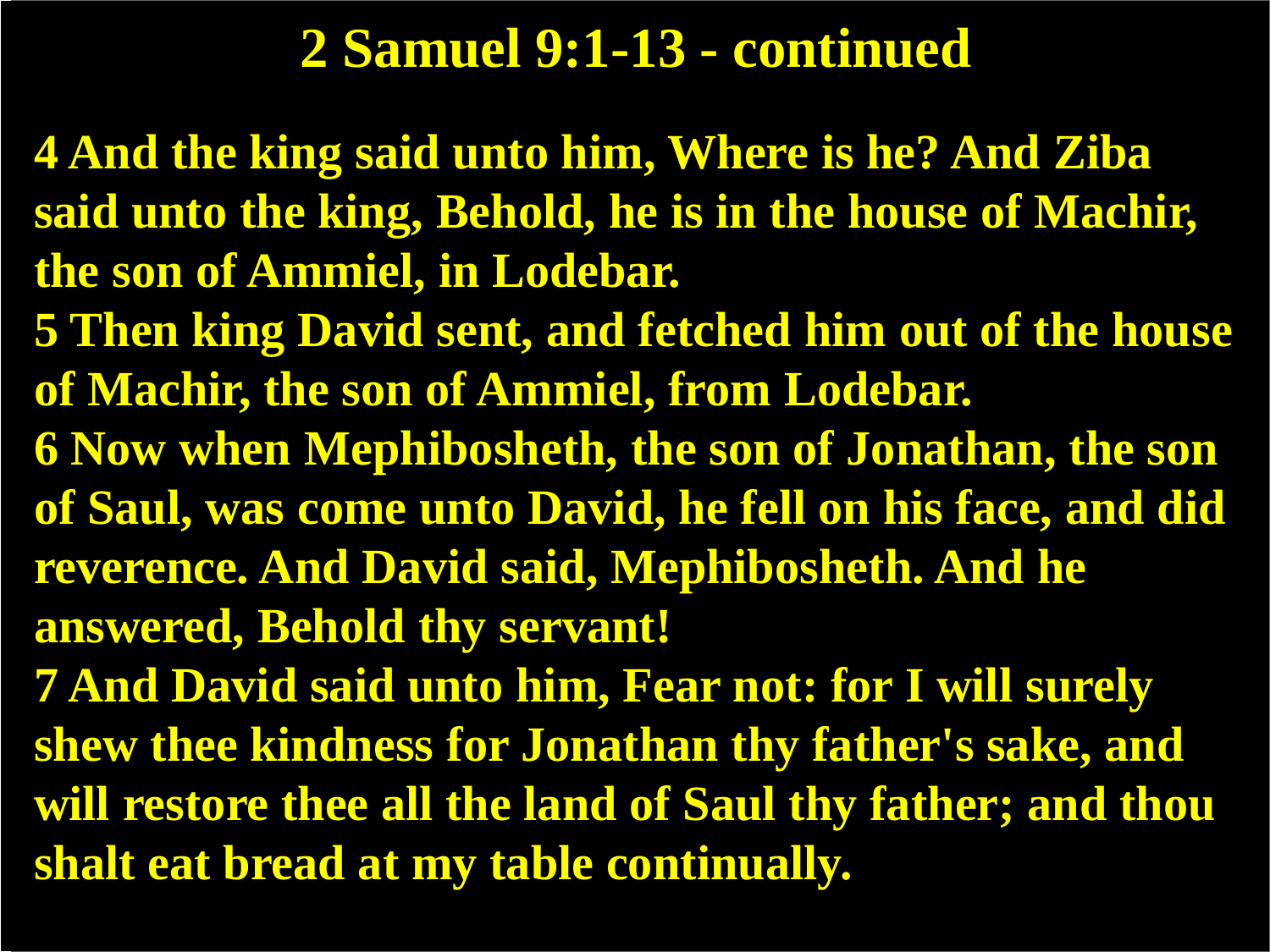# 2 Samuel 9:1-13 - continued

**4 And the king said unto him, Where is he? And Ziba said unto the king, Behold, he is in the house of Machir, the son of Ammiel, in Lodebar.**
**5 Then king David sent, and fetched him out of the house of Machir, the son of Ammiel, from Lodebar.**
**6 Now when Mephibosheth, the son of Jonathan, the son of Saul, was come unto David, he fell on his face, and did reverence. And David said, Mephibosheth. And he answered, Behold thy servant!**
**7 And David said unto him, Fear not: for I will surely shew thee kindness for Jonathan thy father's sake, and will restore thee all the land of Saul thy father; and thou shalt eat bread at my table continually.**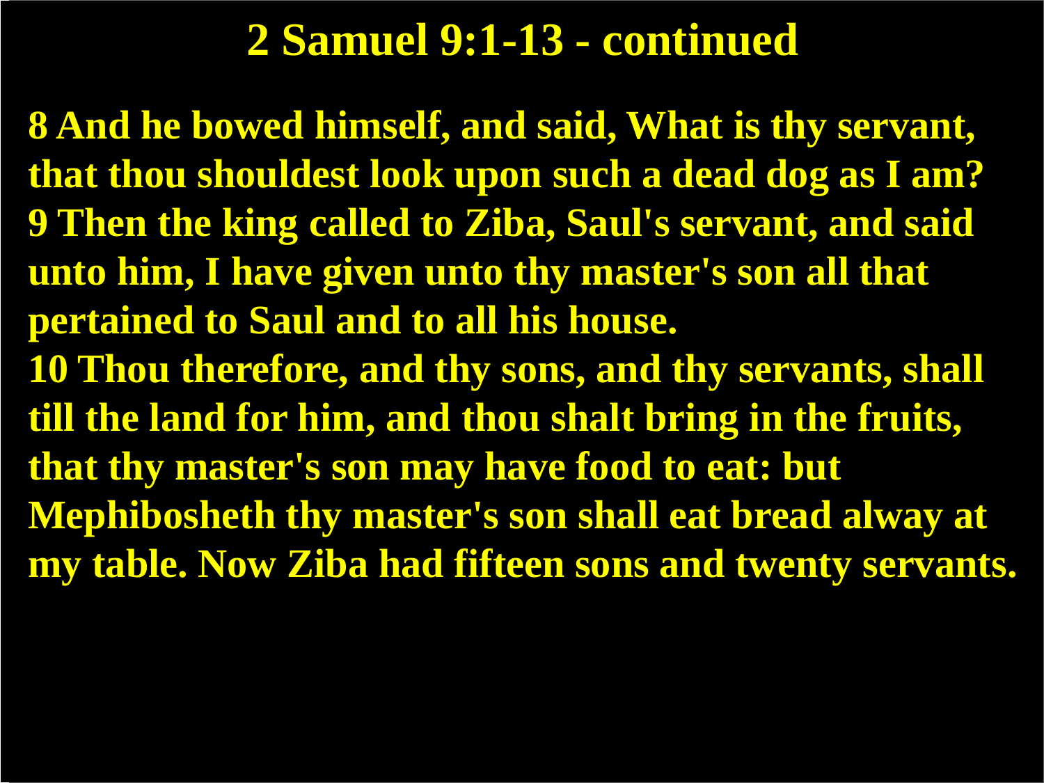# 2 Samuel 9:1-13 - continued

**8 And he bowed himself, and said, What is thy servant, that thou shouldest look upon such a dead dog as I am?**
**9 Then the king called to Ziba, Saul's servant, and said unto him, I have given unto thy master's son all that pertained to Saul and to all his house.**
**10 Thou therefore, and thy sons, and thy servants, shall till the land for him, and thou shalt bring in the fruits, that thy master's son may have food to eat: but Mephibosheth thy master's son shall eat bread alway at my table. Now Ziba had fifteen sons and twenty servants.**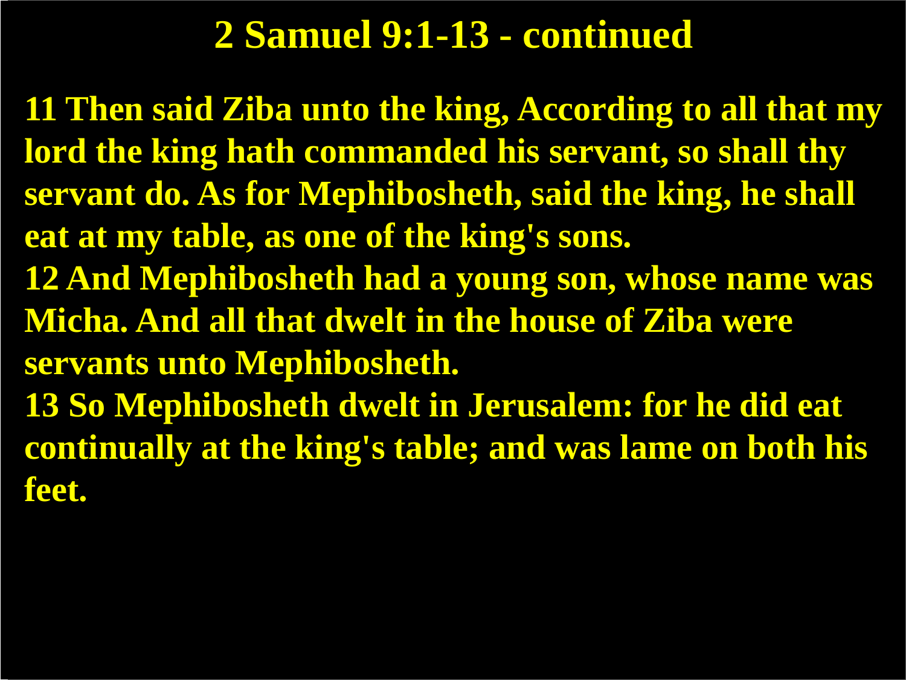# 2 Samuel 9:1-13 - continued

**11 Then said Ziba unto the king, According to all that my lord the king hath commanded his servant, so shall thy servant do. As for Mephibosheth, said the king, he shall eat at my table, as one of the king's sons.**
**12 And Mephibosheth had a young son, whose name was Micha. And all that dwelt in the house of Ziba were servants unto Mephibosheth.**
**13 So Mephibosheth dwelt in Jerusalem: for he did eat continually at the king's table; and was lame on both his feet.**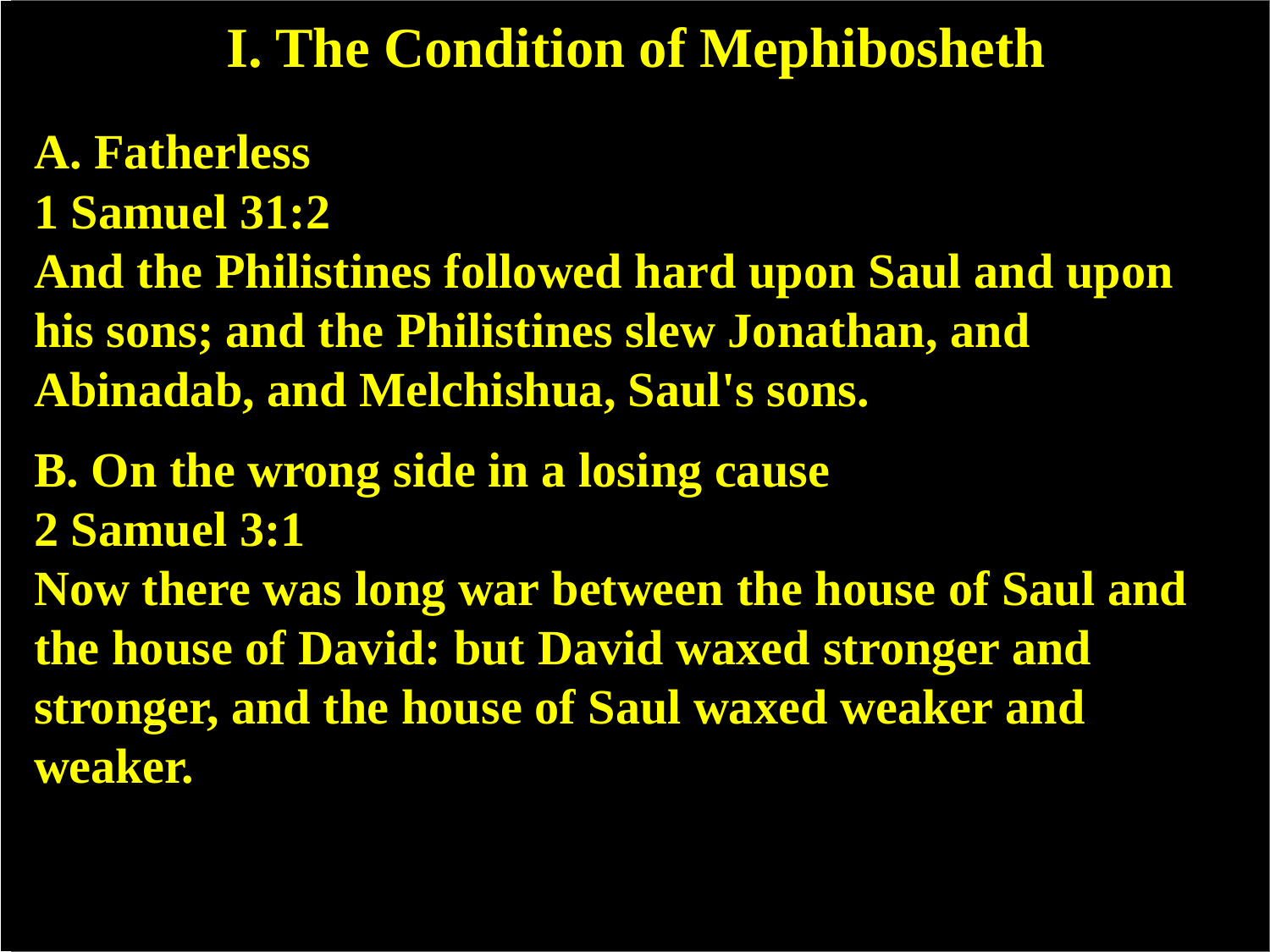# I. The Condition of Mephibosheth

**A. Fatherless**

**1 Samuel 31:2**

**And the Philistines followed hard upon Saul and upon his sons; and the Philistines slew Jonathan, and Abinadab, and Melchishua, Saul's sons.**

**B. On the wrong side in a losing cause**

**2 Samuel 3:1**

**Now there was long war between the house of Saul and the house of David: but David waxed stronger and stronger, and the house of Saul waxed weaker and weaker.**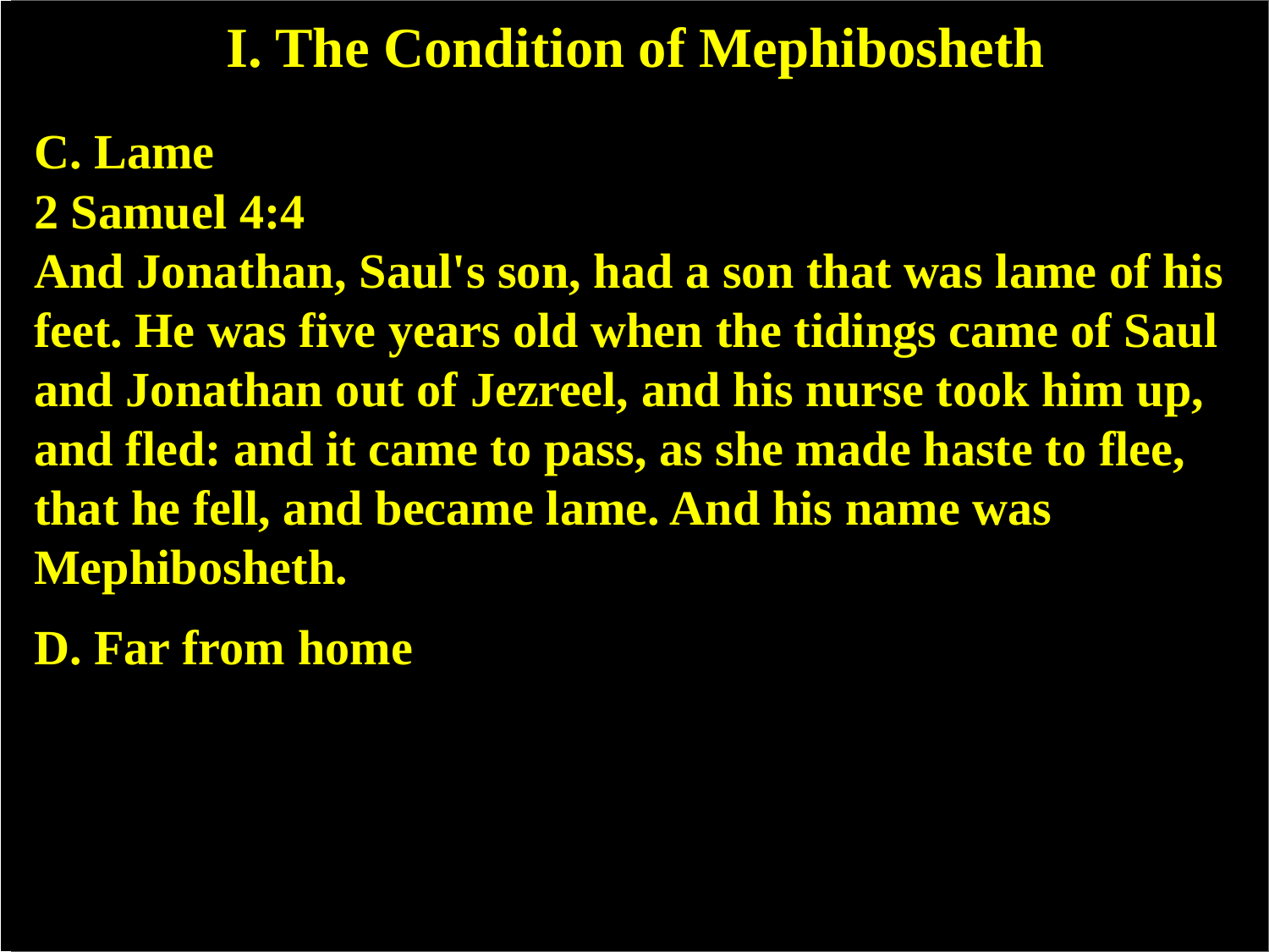# I. The Condition of Mephibosheth

**C. Lame**

**2 Samuel 4:4**

**And Jonathan, Saul's son, had a son that was lame of his feet. He was five years old when the tidings came of Saul and Jonathan out of Jezreel, and his nurse took him up, and fled: and it came to pass, as she made haste to flee, that he fell, and became lame. And his name was Mephibosheth.**

**D. Far from home**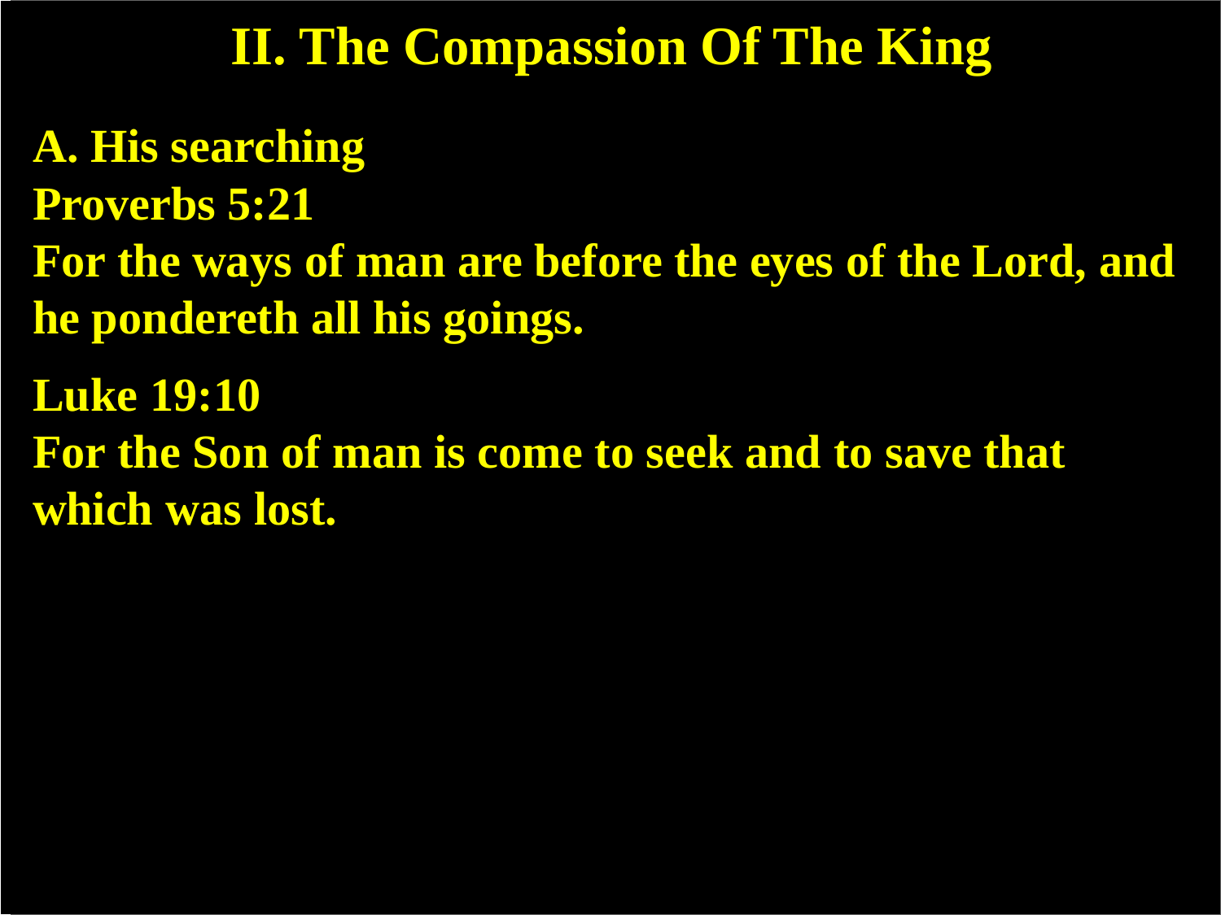# II. The Compassion Of The King

**A. His searching**

**Proverbs 5:21**

**For the ways of man are before the eyes of the Lord, and he pondereth all his goings.**

**Luke 19:10**

**For the Son of man is come to seek and to save that which was lost.**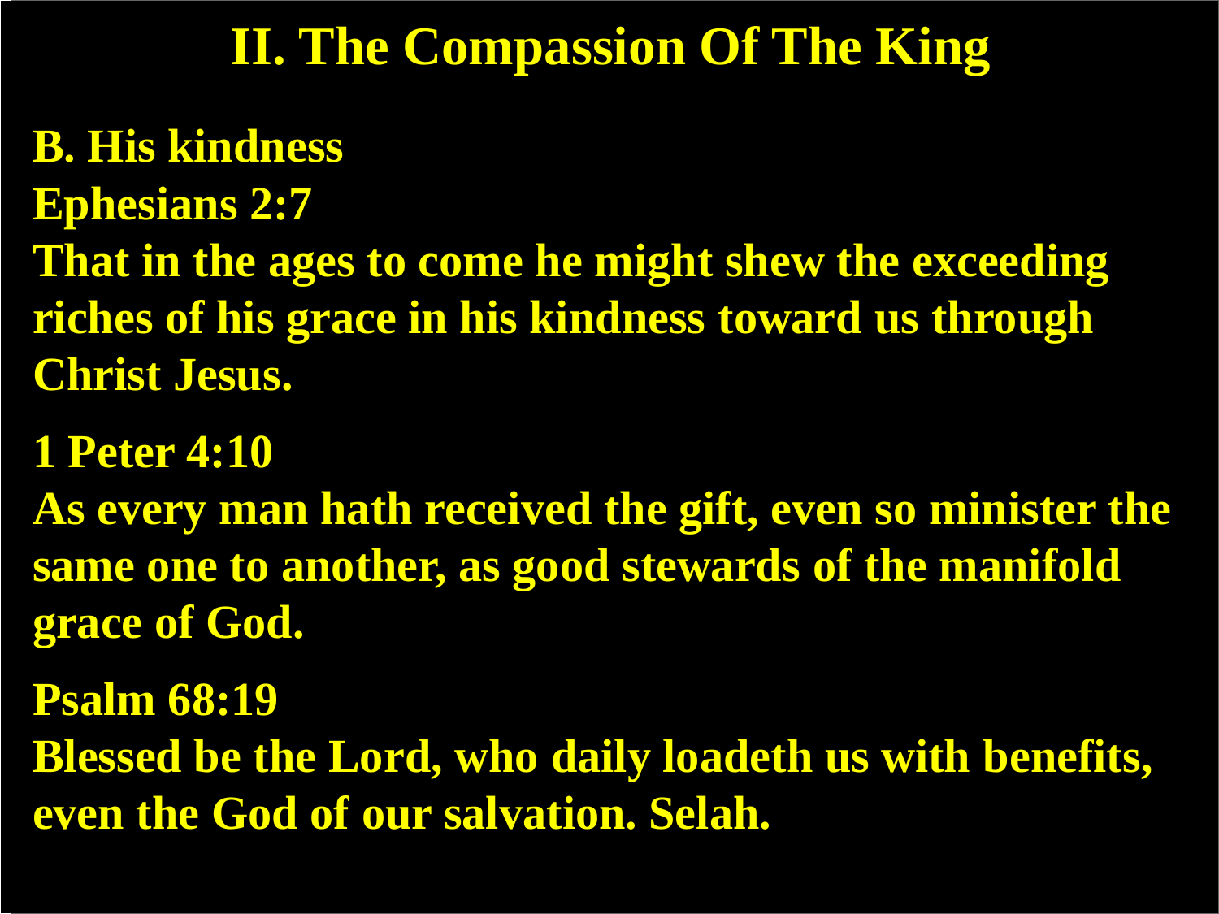# II. The Compassion Of The King

**B. His kindness**

**Ephesians 2:7**

**That in the ages to come he might shew the exceeding riches of his grace in his kindness toward us through Christ Jesus.**

**1 Peter 4:10**

**As every man hath received the gift, even so minister the same one to another, as good stewards of the manifold grace of God.**

**Psalm 68:19**

**Blessed be the Lord, who daily loadeth us with benefits, even the God of our salvation. Selah.**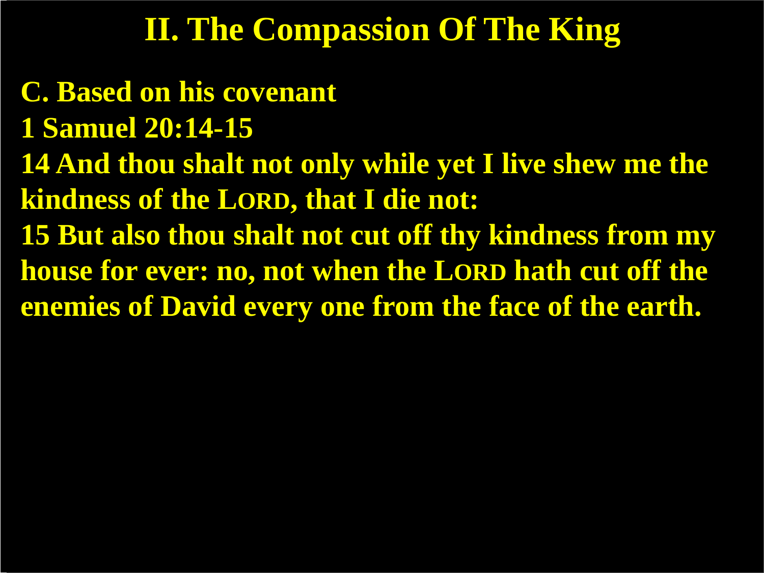## II. The Compassion Of The King

**C. Based on his covenant**

**1 Samuel 20:14-15**

**14 And thou shalt not only while yet I live shew me the kindness of the LORD, that I die not:**

**15 But also thou shalt not cut off thy kindness from my house for ever: no, not when the LORD hath cut off the enemies of David every one from the face of the earth.**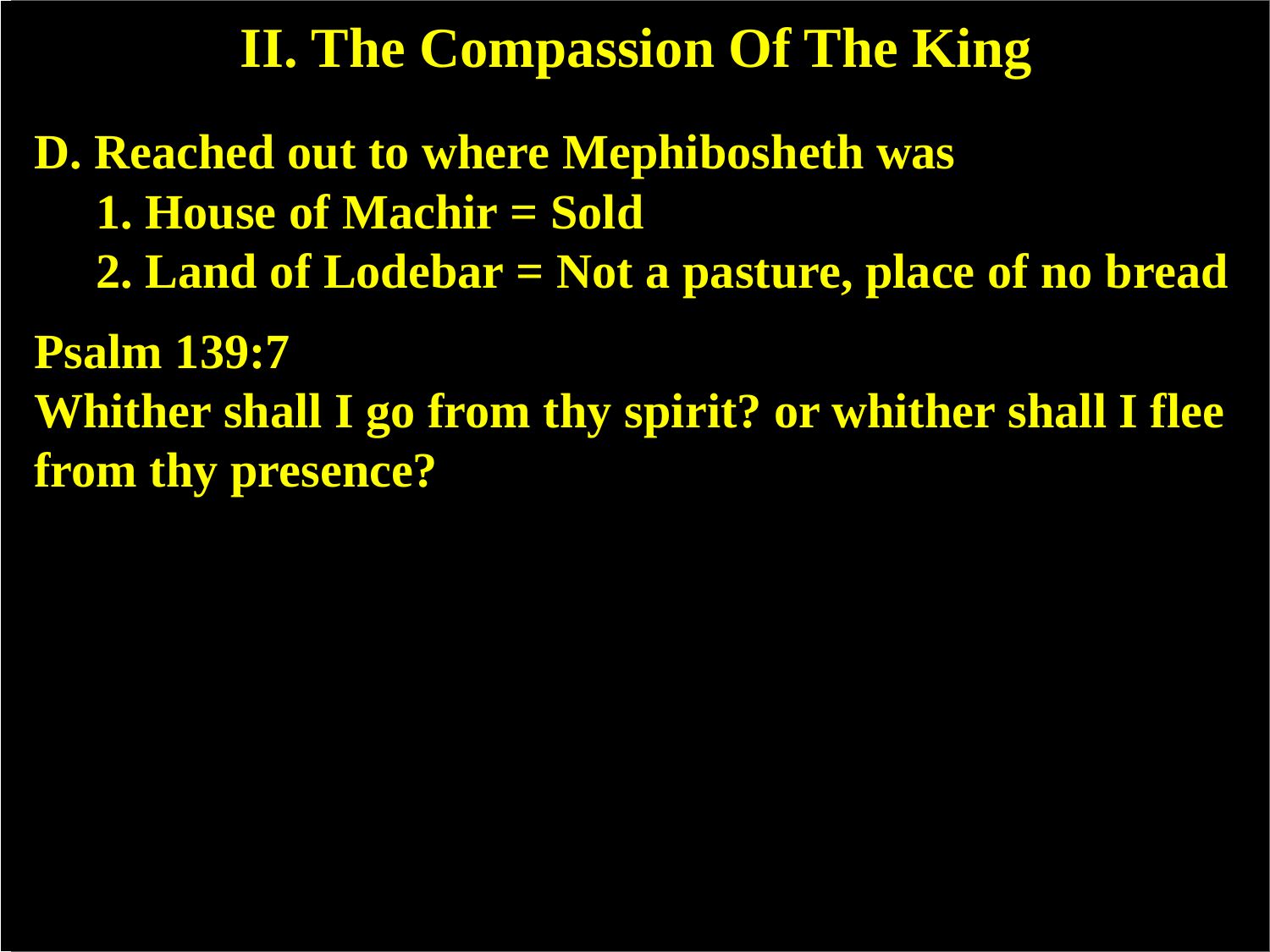# II. The Compassion Of The King

**D. Reached out to where Mephibosheth was**

1. **House of Machir = Sold**
2. **Land of Lodebar = Not a pasture, place of no bread**

**Psalm 139:7**

**Whither shall I go from thy spirit? or whither shall I flee from thy presence?**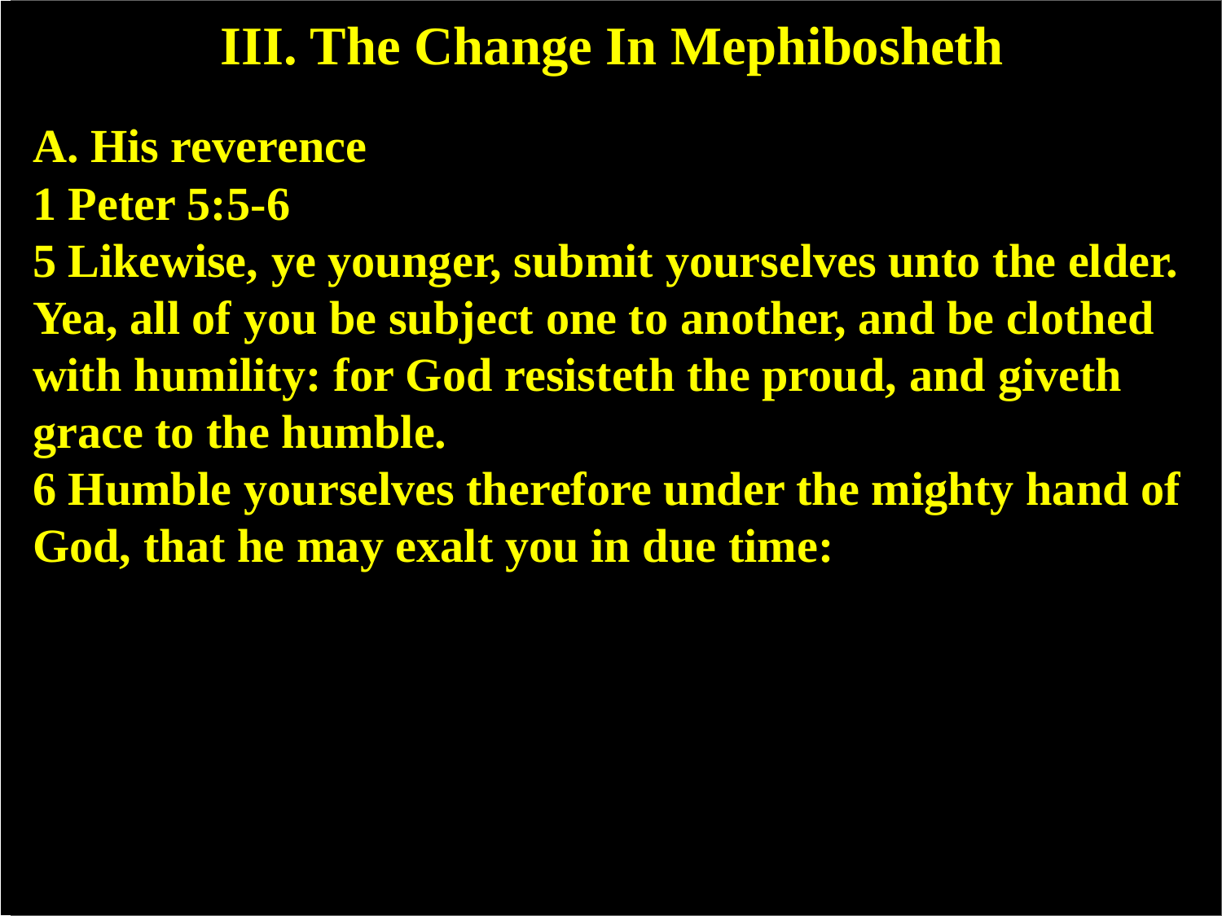# III. The Change In Mephibosheth

**A. His reverence**

**1 Peter 5:5-6**

**5 Likewise, ye younger, submit yourselves unto the elder. Yea, all of you be subject one to another, and be clothed with humility: for God resisteth the proud, and giveth grace to the humble.**

**6 Humble yourselves therefore under the mighty hand of God, that he may exalt you in due time:**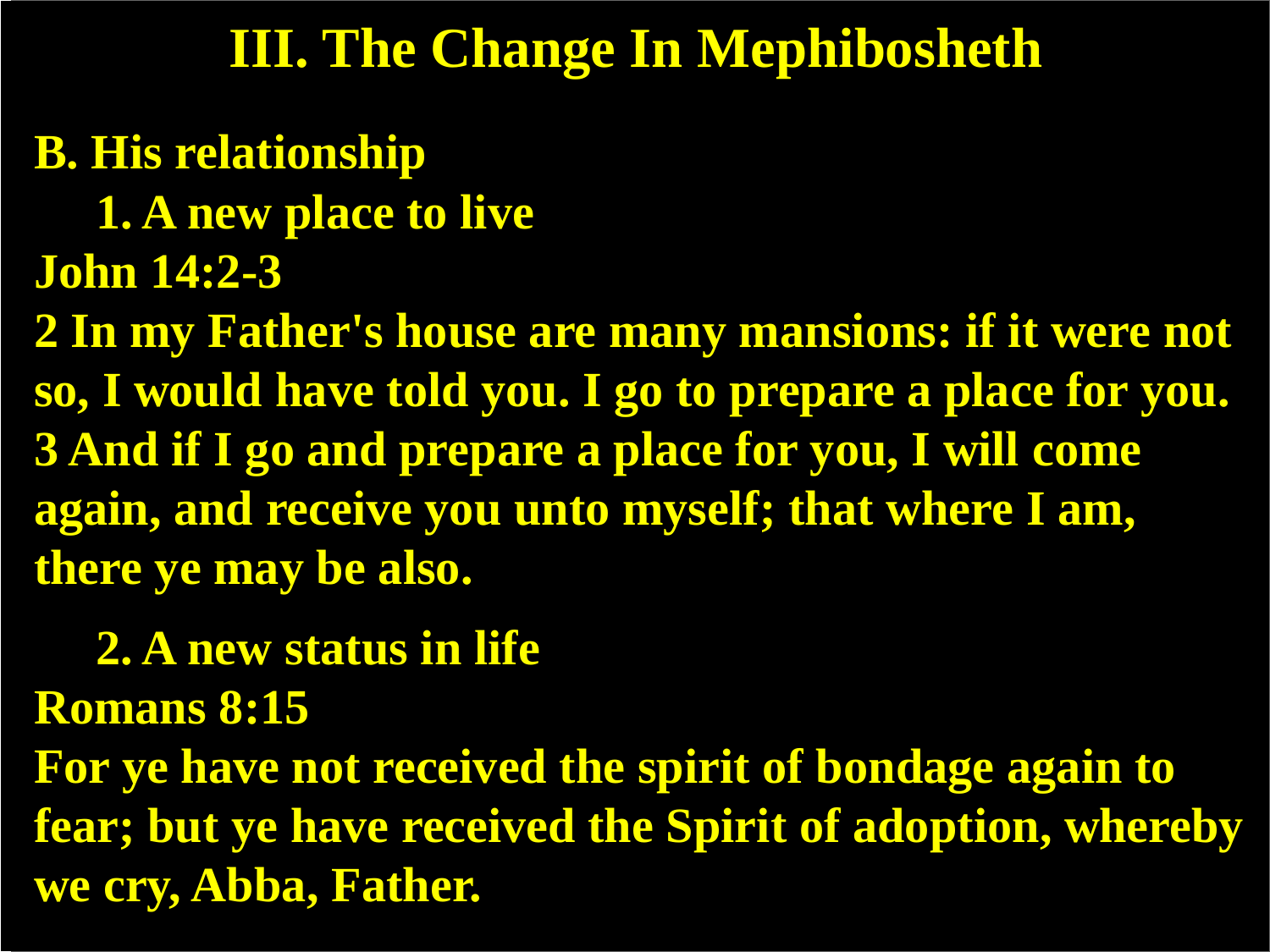# III. The Change In Mephibosheth

**B. His relationship**

**1. A new place to live**

**John 14:2-3**

**2 In my Father's house are many mansions: if it were not so, I would have told you. I go to prepare a place for you. 3 And if I go and prepare a place for you, I will come again, and receive you unto myself; that where I am, there ye may be also.**

**2. A new status in life**

**Romans 8:15**

**For ye have not received the spirit of bondage again to fear; but ye have received the Spirit of adoption, whereby we cry, Abba, Father.**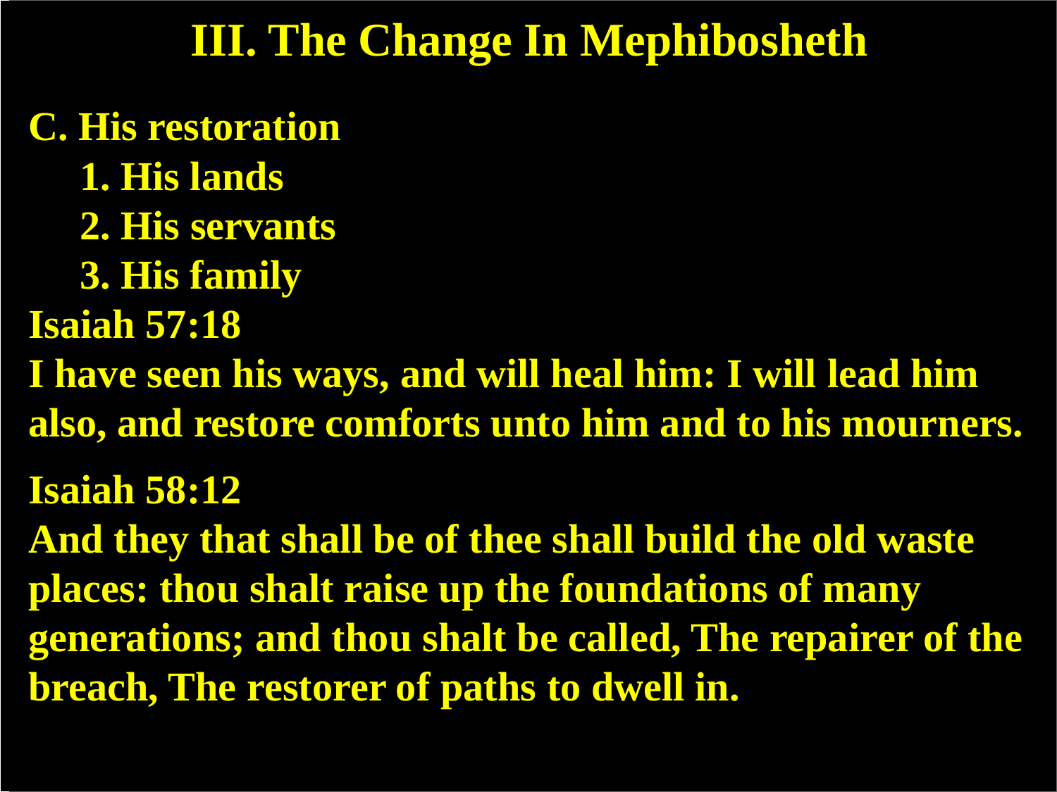# III. The Change In Mephibosheth

**C. His restoration**

1. **His lands**
2. **His servants**
3. **His family**

**Isaiah 57:18**

**I have seen his ways, and will heal him: I will lead him also, and restore comforts unto him and to his mourners.**

**Isaiah 58:12**

**And they that shall be of thee shall build the old waste places: thou shalt raise up the foundations of many generations; and thou shalt be called, The repairer of the breach, The restorer of paths to dwell in.**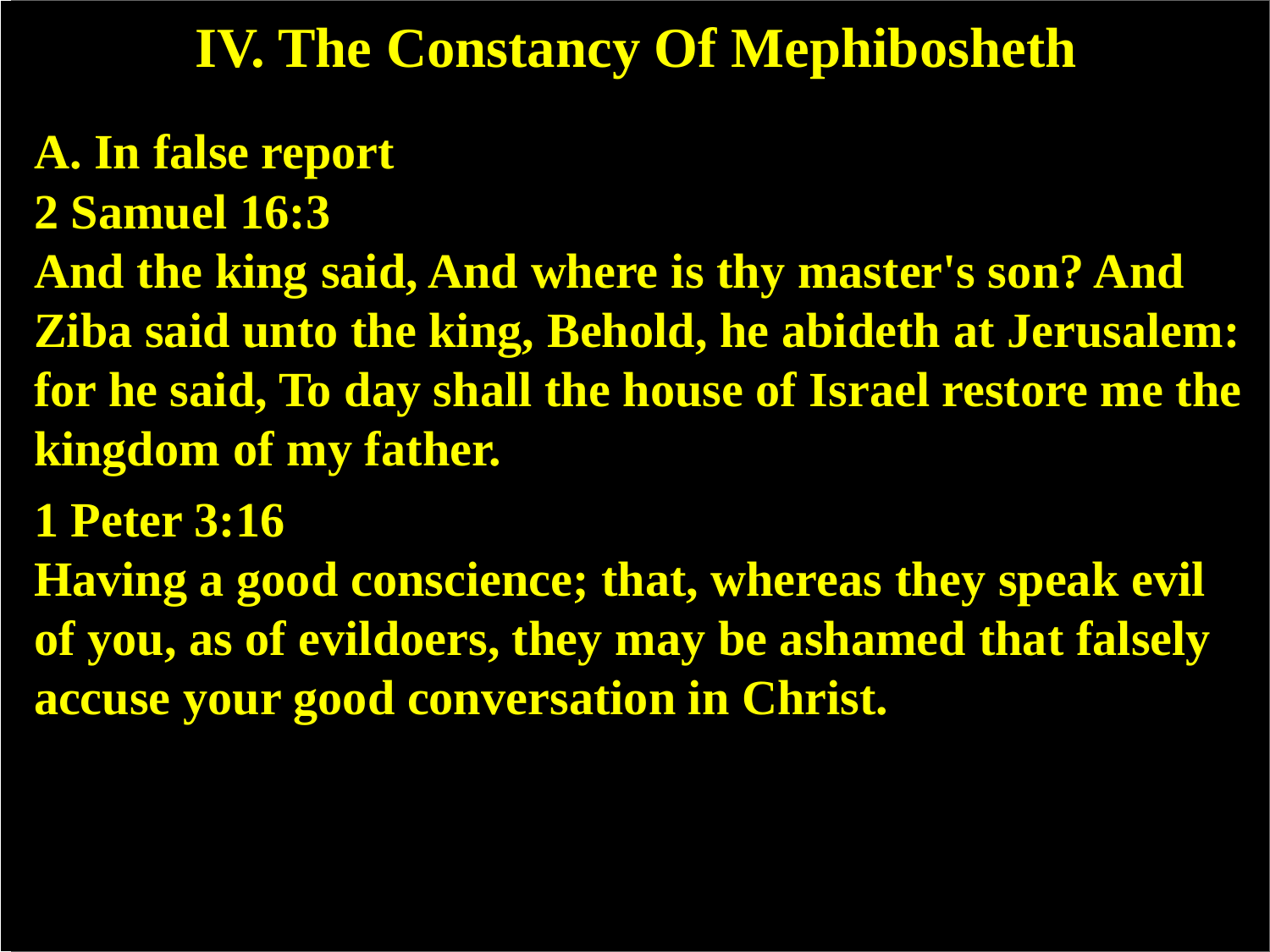# IV. The Constancy Of Mephibosheth

**A. In false report**

**2 Samuel 16:3**

**And the king said, And where is thy master's son? And Ziba said unto the king, Behold, he abideth at Jerusalem: for he said, To day shall the house of Israel restore me the kingdom of my father.**

**1 Peter 3:16**

**Having a good conscience; that, whereas they speak evil of you, as of evildoers, they may be ashamed that falsely accuse your good conversation in Christ.**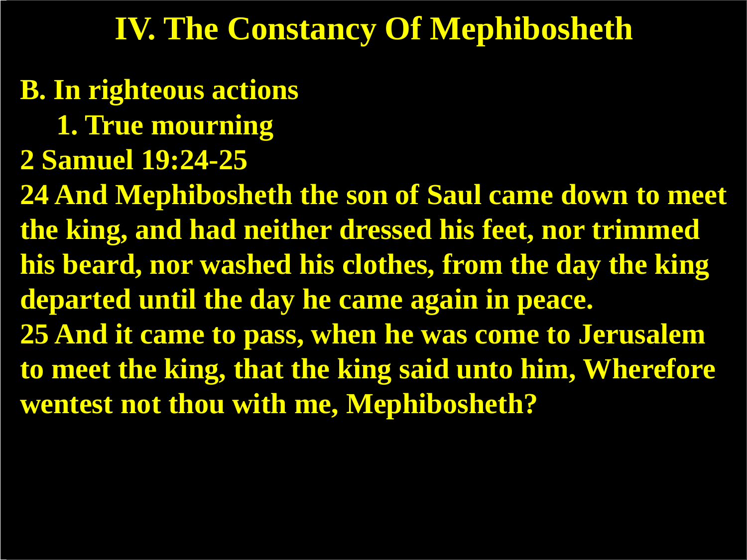# IV. The Constancy Of Mephibosheth

**B. In righteous actions**

**1. True mourning**

**2 Samuel 19:24-25**

**24 And Mephibosheth the son of Saul came down to meet the king, and had neither dressed his feet, nor trimmed his beard, nor washed his clothes, from the day the king departed until the day he came again in peace.**

**25 And it came to pass, when he was come to Jerusalem to meet the king, that the king said unto him, Wherefore wentest not thou with me, Mephibosheth?**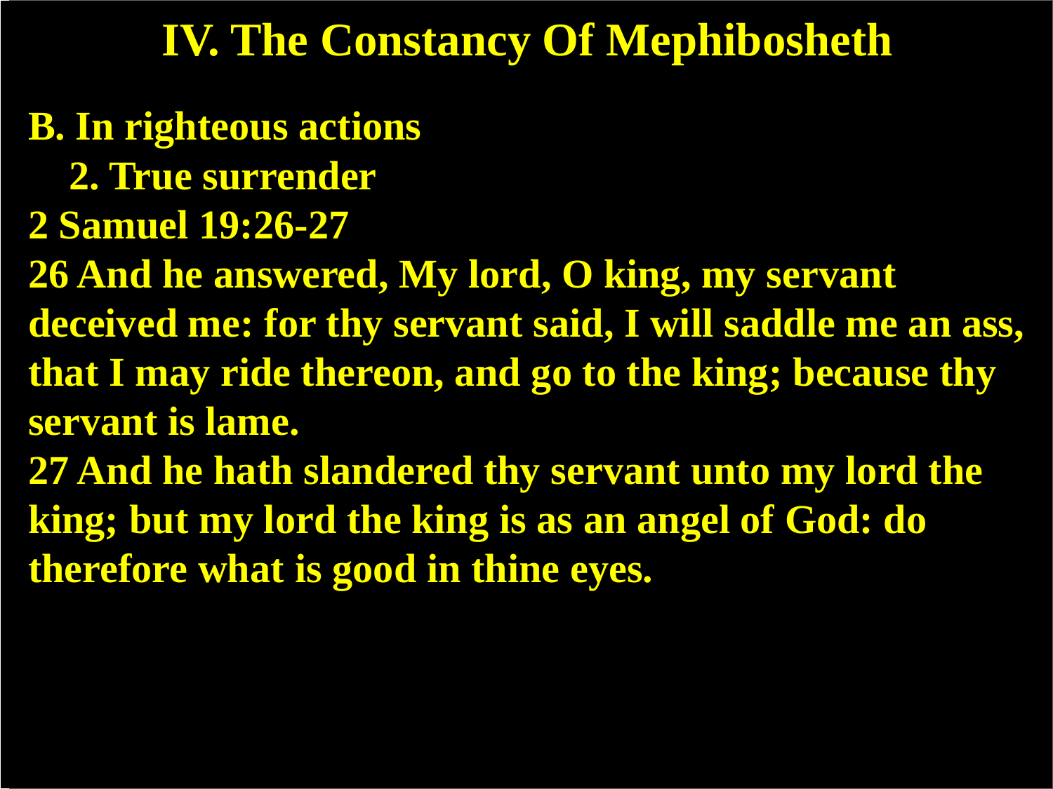# IV. The Constancy Of Mephibosheth

**B. In righteous actions**

**2. True surrender**

**2 Samuel 19:26-27**

**26 And he answered, My lord, O king, my servant deceived me: for thy servant said, I will saddle me an ass, that I may ride thereon, and go to the king; because thy servant is lame.**

**27 And he hath slandered thy servant unto my lord the king; but my lord the king is as an angel of God: do therefore what is good in thine eyes.**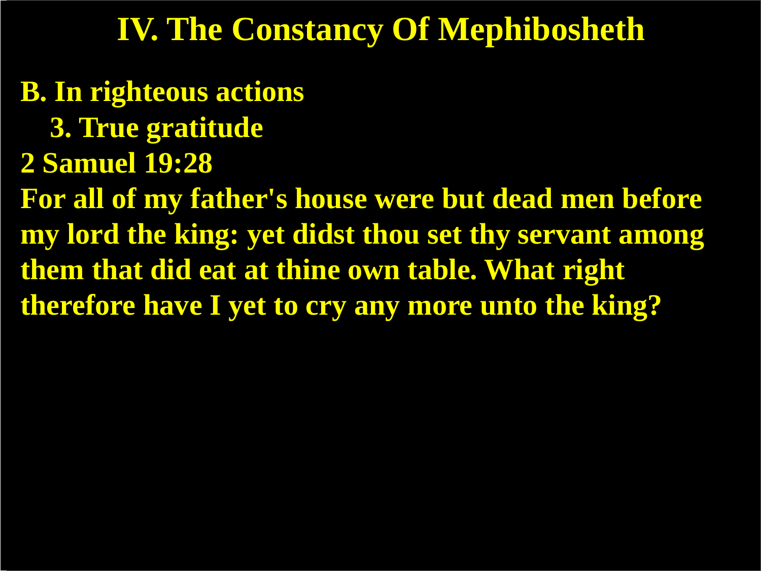# IV. The Constancy Of Mephibosheth

**B. In righteous actions**

**3. True gratitude**

**2 Samuel 19:28**

**For all of my father's house were but dead men before my lord the king: yet didst thou set thy servant among them that did eat at thine own table. What right therefore have I yet to cry any more unto the king?**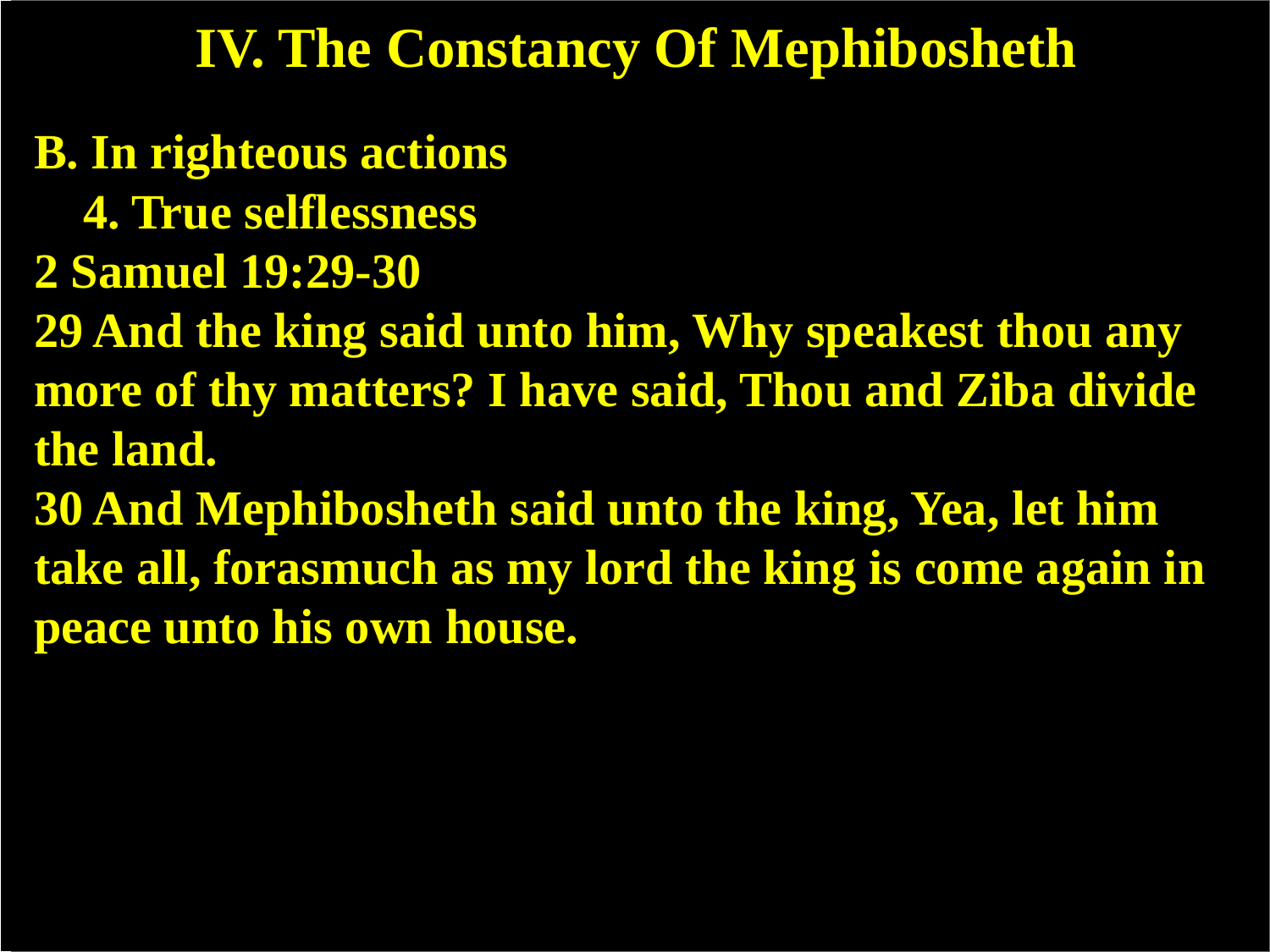# IV. The Constancy Of Mephibosheth

**B. In righteous actions**

**4. True selflessness**

**2 Samuel 19:29-30**

**29 And the king said unto him, Why speakest thou any more of thy matters? I have said, Thou and Ziba divide the land.**

**30 And Mephibosheth said unto the king, Yea, let him take all, forasmuch as my lord the king is come again in peace unto his own house.**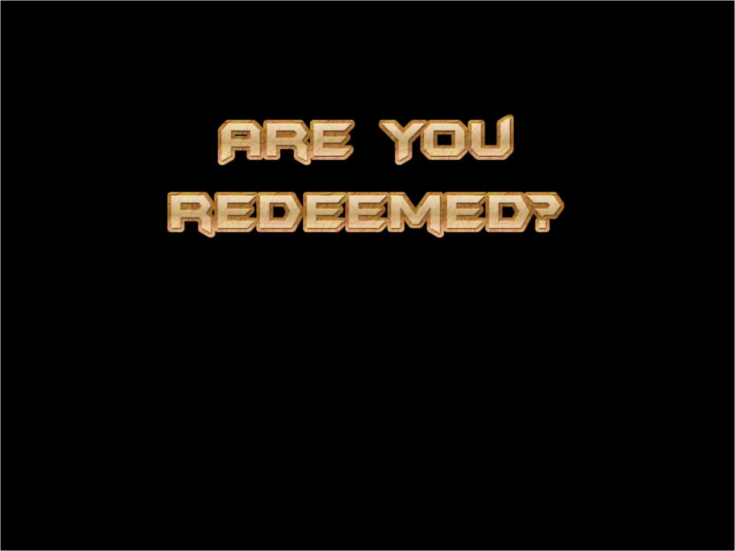# ARE YOU REDEEMED?